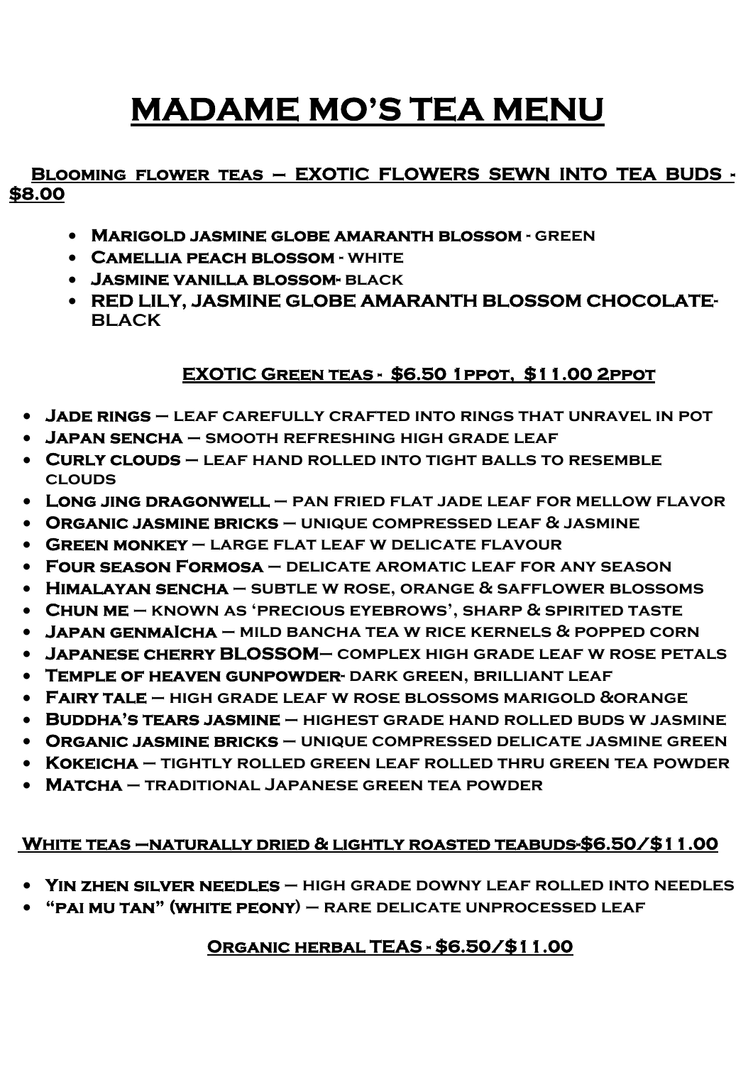# MADAME MO'S TEA MENU

## Blooming flower teas – EXOTIC FLOWERS SEWN INTO TEA BUDS - $8.00

- **Marigold jasmine globe amaranth blossom** - green
- **Camellia peach blossom** - white
- **Jasmine vanilla blossom**- black
- **RED LILY, JASMINE GLOBE AMARANTH BLOSSOM CHOCOLATE**- black

## EXOTIC Green teas - $6.50 1ppot, $11.00 2ppot

- **Jade rings** – leaf carefully crafted into rings that unravel in pot
- **Japan sencha** – smooth refreshing high grade leaf
- **Curly clouds** – leaf hand rolled into tight balls to resemble clouds
- **Long jing dragonwell** – pan fried flat jade leaf for mellow flavor
- **Organic jasmine bricks** – unique compressed leaf & jasmine
- **Green monkey** – large flat leaf w delicate flavour
- **Four season Formosa** – delicate aromatic leaf for any season
- **Himalayan sencha** – subtle w rose, orange & safflower blossoms
- **Chun me** – known as 'precious eyebrows', sharp & spirited taste
- **Japan genmaIcha** – mild bancha tea w rice kernels & popped corn
- **Japanese cherry BLOSSOM**– complex high grade leaf w rose petals
- **Temple of heaven gunpowder**- dark green, brilliant leaf
- **Fairy tale** – high grade leaf w rose blossoms marigold &orange
- **Buddha's tears jasmine** – highest grade hand rolled buds w jasmine
- **Organic jasmine bricks** – unique compressed delicate jasmine green
- **Kokeicha** – tightly rolled green leaf rolled thru green tea powder
- **Matcha** – traditional Japanese green tea powder

## White teas –naturally dried & lightly roasted teabuds-$6.50/$11.00

- **Yin zhen silver needles** – high grade downy leaf rolled into needles
- **"pai mu tan" (white peony)** – rare delicate unprocessed leaf

## Organic herbal TEAS - $6.50/$11.00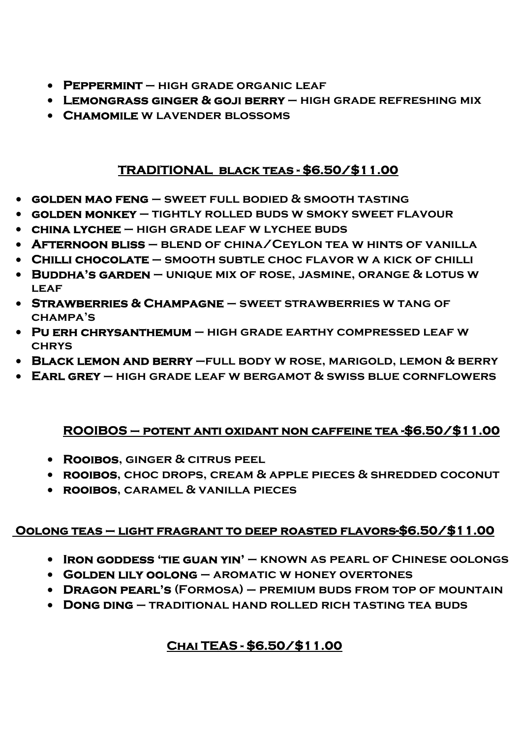- **Peppermint** – high grade organic leaf
- **Lemongrass ginger & goji berry** – high grade refreshing mix
- **Chamomile** w lavender blossoms

## TRADITIONAL black teas - $6.50/$11.00

- **golden mao feng** – sweet full bodied & smooth tasting
- **golden monkey** – tightly rolled buds w smoky sweet flavour
- **china lychee** – high grade leaf w lychee buds
- **Afternoon bliss** – blend of china/Ceylon tea w hints of vanilla
- **Chilli chocolate** – smooth subtle choc flavor w a kick of chilli
- **Buddha's garden** – unique mix of rose, jasmine, orange & lotus w leaf
- **Strawberries & Champagne** – sweet strawberries w tang of champa's
- **Pu erh chrysanthemum** – high grade earthy compressed leaf w chrys
- **Black lemon and berry** –full body w rose, marigold, lemon & berry
- **Earl grey** – high grade leaf w bergamot & swiss blue cornflowers

## ROOIBOS – potent anti oxidant non caffeine tea -$6.50/$11.00

- **Rooibos**, ginger & citrus peel
- **rooibos**, choc drops, cream & apple pieces & shredded coconut
- **rooibos**, caramel & vanilla pieces

## Oolong teas – light fragrant to deep roasted flavors-$6.50/$11.00

- **Iron goddess 'tie guan yin'** – known as pearl of Chinese oolongs
- **Golden lily oolong** – aromatic w honey overtones
- **Dragon pearl's** (Formosa) – premium buds from top of mountain
- **Dong ding** – traditional hand rolled rich tasting tea buds

## Chai TEAS - $6.50/$11.00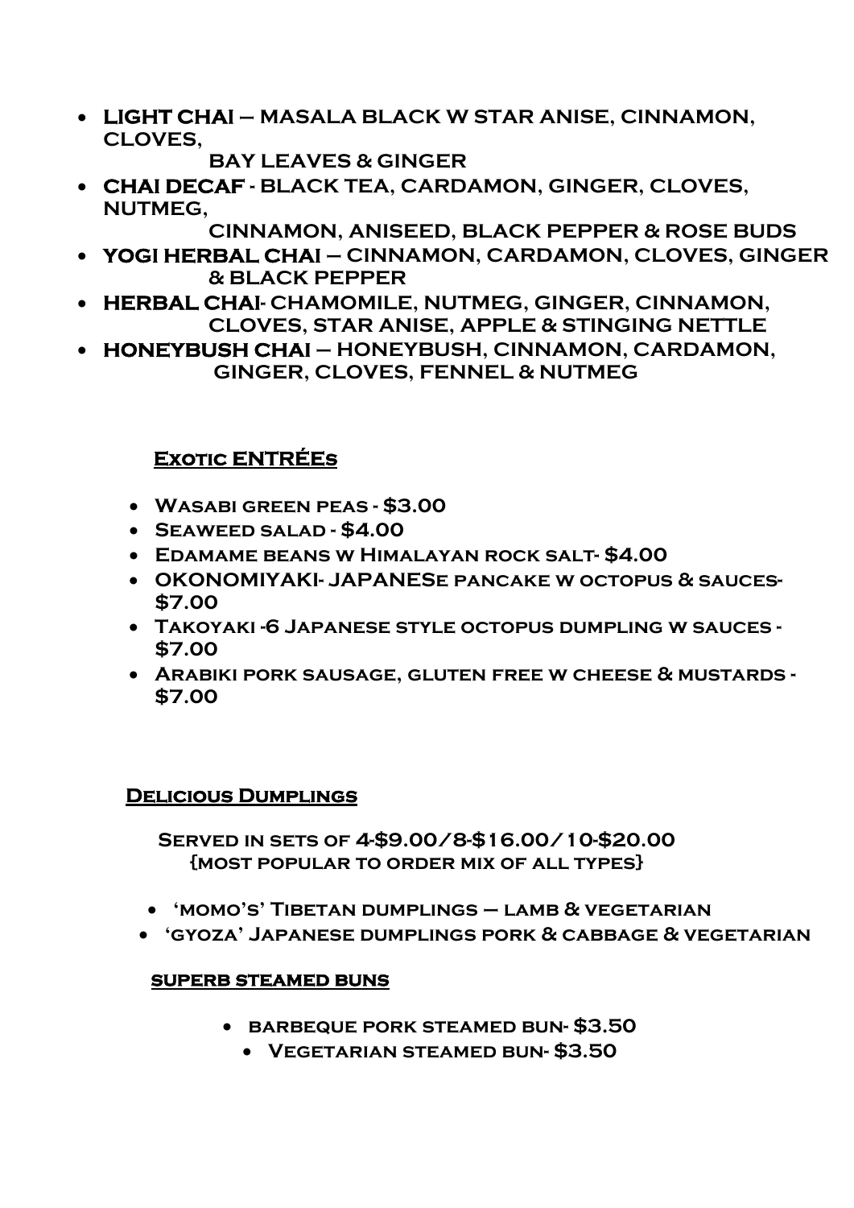- **LIGHT CHAI** – MASALA BLACK W STAR ANISE, CINNAMON, CLOVES, BAY LEAVES & GINGER
- **CHAI DECAF** - BLACK TEA, CARDAMON, GINGER, CLOVES, NUTMEG, CINNAMON, ANISEED, BLACK PEPPER & ROSE BUDS
- **YOGI HERBAL CHAI** – CINNAMON, CARDAMON, CLOVES, GINGER & BLACK PEPPER
- **HERBAL CHAI**- CHAMOMILE, NUTMEG, GINGER, CINNAMON, CLOVES, STAR ANISE, APPLE & STINGING NETTLE
- **HONEYBUSH CHAI** – HONEYBUSH, CINNAMON, CARDAMON, GINGER, CLOVES, FENNEL & NUTMEG

## Exotic ENTRÉEs

- Wasabi green peas - $3.00
- Seaweed salad - $4.00
- Edamame beans w Himalayan rock salt- $4.00
- OKONOMIYAKI- JAPANESe pancake w octopus & sauces- $7.00
- Takoyaki -6 Japanese style octopus dumpling w sauces - $7.00
- Arabiki pork sausage, gluten free w cheese & mustards - $7.00

## Delicious Dumplings

Served in sets of 4-$9.00/8-$16.00/10-$20.00
{most popular to order mix of all types}

- 'momo's' Tibetan dumplings – lamb & vegetarian
- 'gyoza' Japanese dumplings pork & cabbage & vegetarian

## superb steamed buns

- barbeque pork steamed bun- $3.50
- Vegetarian steamed bun- $3.50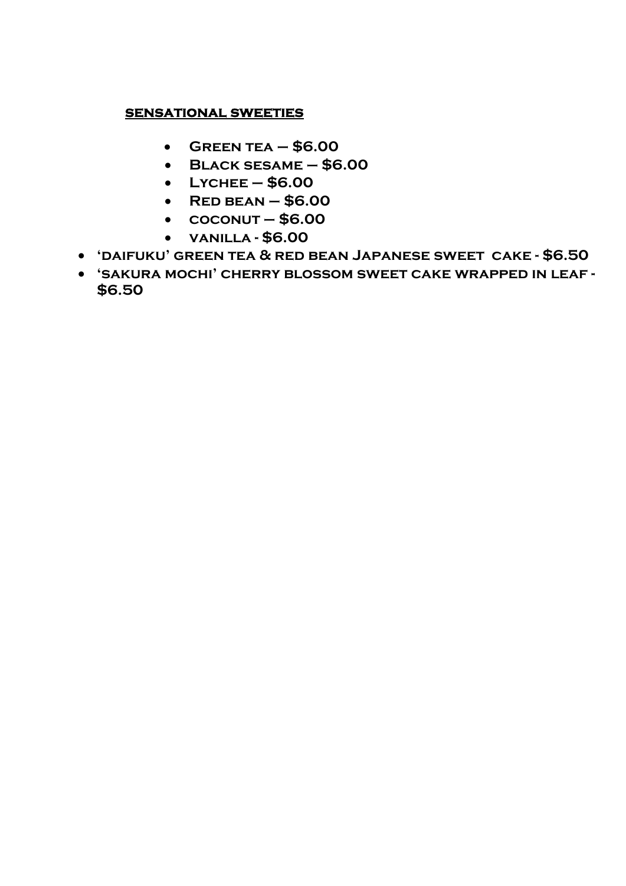## SENSATIONAL SWEETIES

- Green tea – $6.00
- Black sesame – $6.00
- Lychee – $6.00
- Red bean – $6.00
- coconut – $6.00
- vanilla - $6.00

- 'daifuku' green tea & red bean Japanese sweet cake - $6.50
- 'sakura mochi' cherry blossom sweet cake wrapped in leaf - $6.50